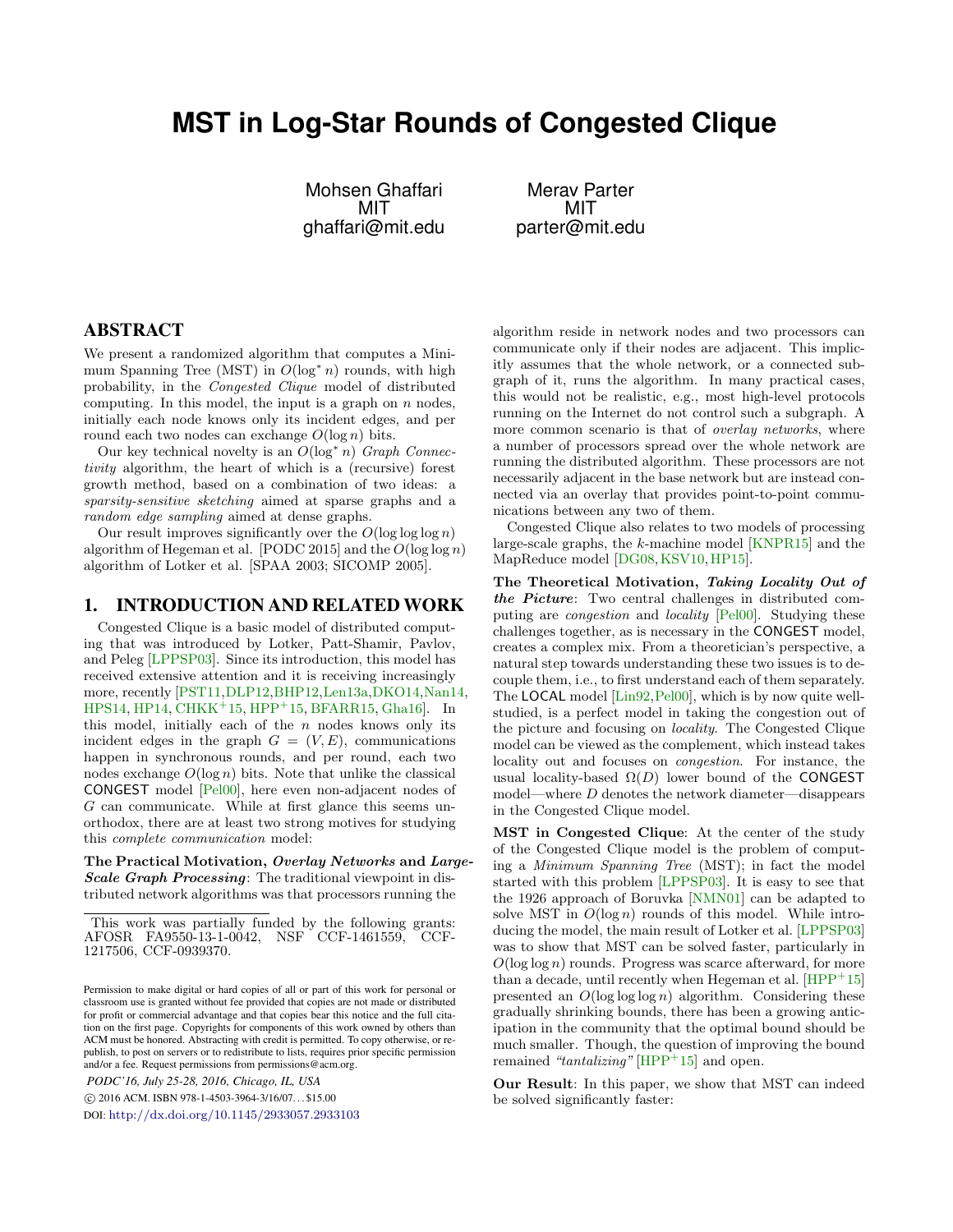# MST in Log-Star Rounds of Congested Clique

Mohsen Ghaffari
MIT
ghaffari@mit.edu

Merav Parter
MIT
parter@mit.edu

## ABSTRACT

We present a randomized algorithm that computes a Minimum Spanning Tree (MST) in $O(\log^* n)$ rounds, with high probability, in the *Congested Clique* model of distributed computing. In this model, the input is a graph on $n$ nodes, initially each node knows only its incident edges, and per round each two nodes can exchange $O(\log n)$ bits.

Our key technical novelty is an $O(\log^* n)$ *Graph Connectivity* algorithm, the heart of which is a (recursive) forest growth method, based on a combination of two ideas: a *sparsity-sensitive sketching* aimed at sparse graphs and a *random edge sampling* aimed at dense graphs.

Our result improves significantly over the $O(\log \log \log n)$ algorithm of Hegeman et al. [PODC 2015] and the $O(\log \log n)$ algorithm of Lotker et al. [SPAA 2003; SICOMP 2005].

## 1. INTRODUCTION AND RELATED WORK

Congested Clique is a basic model of distributed computing that was introduced by Lotker, Patt-Shamir, Pavlov, and Peleg [LPPSP03]. Since its introduction, this model has received extensive attention and it is receiving increasingly more, recently [PST11, DLP12, BHP12, Len13a, DKO14, Nan14, HPS14, HP14, CHKK+15, HPP+15, BFARR15, Gha16]. In this model, initially each of the $n$ nodes knows only its incident edges in the graph $G = (V, E)$, communications happen in synchronous rounds, and per round, each two nodes exchange $O(\log n)$ bits. Note that unlike the classical CONGEST model [Pel00], here even non-adjacent nodes of $G$ can communicate. While at first glance this seems unorthodox, there are at least two strong motives for studying this *complete communication* model:

**The Practical Motivation, *Overlay Networks* and *Large-Scale Graph Processing*:** The traditional viewpoint in distributed network algorithms was that processors running the algorithm reside in network nodes and two processors can communicate only if their nodes are adjacent. This implicitly assumes that the whole network, or a connected subgraph of it, runs the algorithm. In many practical cases, this would not be realistic, e.g., most high-level protocols running on the Internet do not control such a subgraph. A more common scenario is that of *overlay networks*, where a number of processors spread over the whole network are running the distributed algorithm. These processors are not necessarily adjacent in the base network but are instead connected via an overlay that provides point-to-point communications between any two of them.

Congested Clique also relates to two models of processing large-scale graphs, the $k$-machine model [KNPR15] and the MapReduce model [DG08, KSV10, HP15].

**The Theoretical Motivation, *Taking Locality Out of the Picture*:** Two central challenges in distributed computing are *congestion* and *locality* [Pel00]. Studying these challenges together, as is necessary in the CONGEST model, creates a complex mix. From a theoretician's perspective, a natural step towards understanding these two issues is to decouple them, i.e., to first understand each of them separately. The LOCAL model [Lin92, Pel00], which is by now quite well-studied, is a perfect model in taking the congestion out of the picture and focusing on *locality*. The Congested Clique model can be viewed as the complement, which instead takes locality out and focuses on *congestion*. For instance, the usual locality-based $\Omega(D)$ lower bound of the CONGEST model—where $D$ denotes the network diameter—disappears in the Congested Clique model.

**MST in Congested Clique:** At the center of the study of the Congested Clique model is the problem of computing a *Minimum Spanning Tree* (MST); in fact the model started with this problem [LPPSP03]. It is easy to see that the 1926 approach of Boruvka [NMN01] can be adapted to solve MST in $O(\log n)$ rounds of this model. While introducing the model, the main result of Lotker et al. [LPPSP03] was to show that MST can be solved faster, particularly in $O(\log \log n)$ rounds. Progress was scarce afterward, for more than a decade, until recently when Hegeman et al. [HPP+15] presented an $O(\log \log \log n)$ algorithm. Considering these gradually shrinking bounds, there has been a growing anticipation in the community that the optimal bound should be much smaller. Though, the question of improving the bound remained *"tantalizing"* [HPP+15] and open.

**Our Result:** In this paper, we show that MST can indeed be solved significantly faster:

This work was partially funded by the following grants: AFOSR FA9550-13-1-0042, NSF CCF-1461559, CCF-1217506, CCF-0939370.

Permission to make digital or hard copies of all or part of this work for personal or classroom use is granted without fee provided that copies are not made or distributed for profit or commercial advantage and that copies bear this notice and the full citation on the first page. Copyrights for components of this work owned by others than ACM must be honored. Abstracting with credit is permitted. To copy otherwise, or republish, to post on servers or to redistribute to lists, requires prior specific permission and/or a fee. Request permissions from permissions@acm.org.

*PODC'16, July 25-28, 2016, Chicago, IL, USA*
© 2016 ACM. ISBN 978-1-4503-3964-3/16/07…$15.00
DOI: http://dx.doi.org/10.1145/2933057.2933103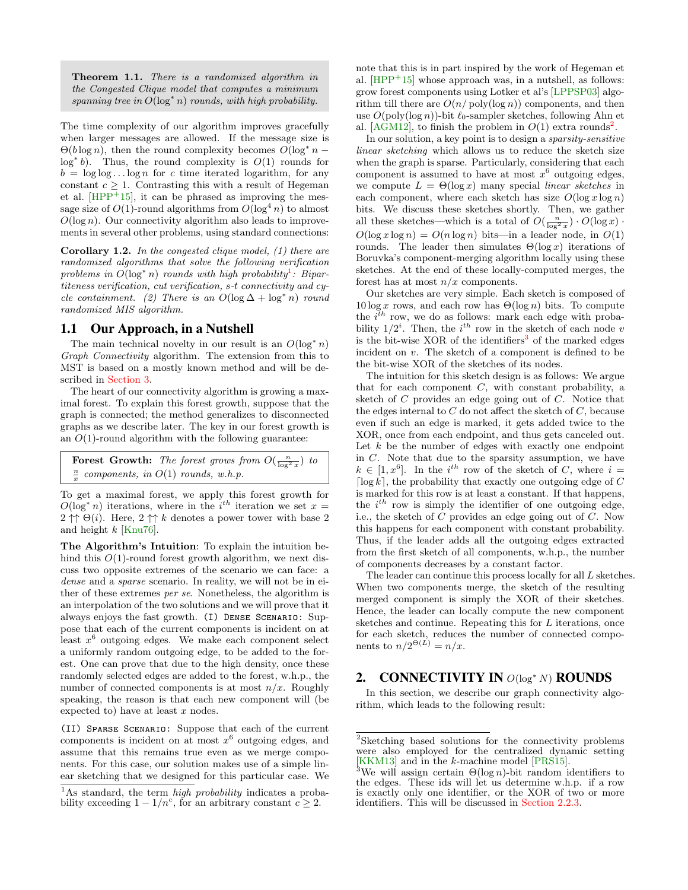**Theorem 1.1.** *There is a randomized algorithm in the Congested Clique model that computes a minimum spanning tree in $O(\log^* n)$ rounds, with high probability.*

The time complexity of our algorithm improves gracefully when larger messages are allowed. If the message size is $\Theta(b \log n)$, then the round complexity becomes $O(\log^* n - \log^* b)$. Thus, the round complexity is $O(1)$ rounds for $b = \log\log \ldots \log n$ for $c$ time iterated logarithm, for any constant $c \geq 1$. Contrasting this with a result of Hegeman et al. [HPP+15], it can be phrased as improving the message size of $O(1)$-round algorithms from $O(\log^4 n)$ to almost $O(\log n)$. Our connectivity algorithm also leads to improvements in several other problems, using standard connections:

**Corollary 1.2.** *In the congested clique model, (1) there are randomized algorithms that solve the following verification problems in $O(\log^* n)$ rounds with high probability[1]: Bipartiteness verification, cut verification, s-t connectivity and cycle containment. (2) There is an $O(\log \Delta + \log^* n)$ round randomized MIS algorithm.*

## 1.1 Our Approach, in a Nutshell

The main technical novelty in our result is an $O(\log^* n)$ *Graph Connectivity* algorithm. The extension from this to MST is based on a mostly known method and will be described in Section 3.

The heart of our connectivity algorithm is growing a maximal forest. To explain this forest growth, suppose that the graph is connected; the method generalizes to disconnected graphs as we describe later. The key in our forest growth is an $O(1)$-round algorithm with the following guarantee:

**Forest Growth:** *The forest grows from $O(\frac{n}{\log^2 x})$ to $\frac{n}{x}$ components, in $O(1)$ rounds, w.h.p.*

To get a maximal forest, we apply this forest growth for $O(\log^* n)$ iterations, where in the $i^{th}$ iteration we set $x = 2 \uparrow\uparrow \Theta(i)$. Here, $2 \uparrow\uparrow k$ denotes a power tower with base 2 and height $k$ [Knu76].

**The Algorithm's Intuition**: To explain the intuition behind this $O(1)$-round forest growth algorithm, we next discuss two opposite extremes of the scenario we can face: a *dense* and a *sparse* scenario. In reality, we will not be in either of these extremes *per se*. Nonetheless, the algorithm is an interpolation of the two solutions and we will prove that it always enjoys the fast growth. (I) Dense Scenario: Suppose that each of the current components is incident on at least $x^6$ outgoing edges. We make each component select a uniformly random outgoing edge, to be added to the forest. One can prove that due to the high density, once these randomly selected edges are added to the forest, w.h.p., the number of connected components is at most $n/x$. Roughly speaking, the reason is that each new component will (be expected to) have at least $x$ nodes.

(II) Sparse Scenario: Suppose that each of the current components is incident on at most $x^6$ outgoing edges, and assume that this remains true even as we merge components. For this case, our solution makes use of a simple linear sketching that we designed for this particular case. We note that this is in part inspired by the work of Hegeman et al. [HPP+15] whose approach was, in a nutshell, as follows: grow forest components using Lotker et al's [LPPSP03] algorithm till there are $O(n/\text{poly}(\log n))$ components, and then use $O(\text{poly}(\log n))$-bit $\ell_0$-sampler sketches, following Ahn et al. [AGM12], to finish the problem in $O(1)$ extra rounds[2].

In our solution, a key point is to design a *sparsity-sensitive linear sketching* which allows us to reduce the sketch size when the graph is sparse. Particularly, considering that each component is assumed to have at most $x^6$ outgoing edges, we compute $L = \Theta(\log x)$ many special *linear sketches* in each component, where each sketch has size $O(\log x \log n)$ bits. We discuss these sketches shortly. Then, we gather all these sketches—which is a total of $O(\frac{n}{\log^2 x}) \cdot O(\log x) \cdot O(\log x \log n) = O(n \log n)$ bits—in a leader node, in $O(1)$ rounds. The leader then simulates $\Theta(\log x)$ iterations of Boruvka's component-merging algorithm locally using these sketches. At the end of these locally-computed merges, the forest has at most $n/x$ components.

Our sketches are very simple. Each sketch is composed of $10 \log x$ rows, and each row has $\Theta(\log n)$ bits. To compute the $i^{th}$ row, we do as follows: mark each edge with probability $1/2^i$. Then, the $i^{th}$ row in the sketch of each node $v$ is the bit-wise XOR of the identifiers[3] of the marked edges incident on $v$. The sketch of a component is defined to be the bit-wise XOR of the sketches of its nodes.

The intuition for this sketch design is as follows: We argue that for each component $C$, with constant probability, a sketch of $C$ provides an edge going out of $C$. Notice that the edges internal to $C$ do not affect the sketch of $C$, because even if such an edge is marked, it gets added twice to the XOR, once from each endpoint, and thus gets canceled out. Let $k$ be the number of edges with exactly one endpoint in $C$. Note that due to the sparsity assumption, we have $k \in [1, x^6]$. In the $i^{th}$ row of the sketch of $C$, where $i = \lceil \log k \rceil$, the probability that exactly one outgoing edge of $C$ is marked for this row is at least a constant. If that happens, the $i^{th}$ row is simply the identifier of one outgoing edge, i.e., the sketch of $C$ provides an edge going out of $C$. Now this happens for each component with constant probability. Thus, if the leader adds all the outgoing edges extracted from the first sketch of all components, w.h.p., the number of components decreases by a constant factor.

The leader can continue this process locally for all $L$ sketches. When two components merge, the sketch of the resulting merged component is simply the XOR of their sketches. Hence, the leader can locally compute the new component sketches and continue. Repeating this for $L$ iterations, once for each sketch, reduces the number of connected components to $n/2^{\Theta(L)} = n/x$.

# 2. CONNECTIVITY IN $O(\log^* N)$ ROUNDS

In this section, we describe our graph connectivity algorithm, which leads to the following result:

---

[1] As standard, the term *high probability* indicates a probability exceeding $1 - 1/n^c$, for an arbitrary constant $c \geq 2$.

[2] Sketching based solutions for the connectivity problems were also employed for the centralized dynamic setting [KKM13] and in the $k$-machine model [PRS15].

[3] We will assign certain $\Theta(\log n)$-bit random identifiers to the edges. These ids will let us determine w.h.p. if a row is exactly only one identifier, or the XOR of two or more identifiers. This will be discussed in Section 2.2.3.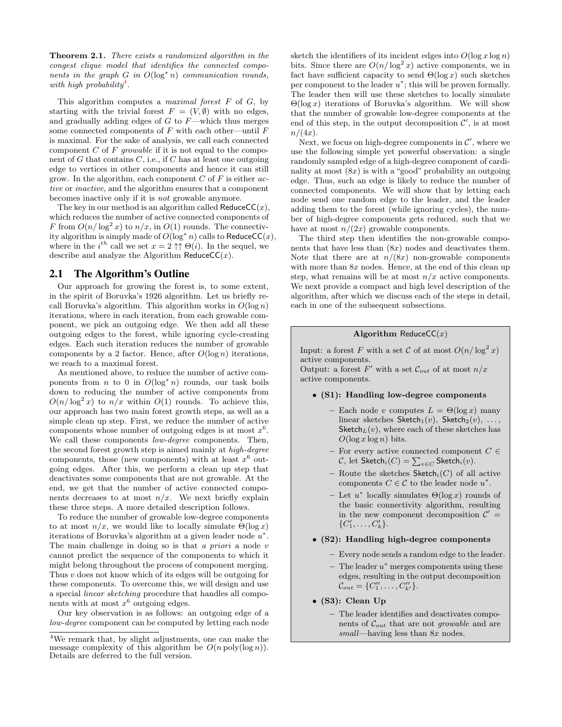**Theorem 2.1.** *There exists a randomized algorithm in the congest clique model that identifies the connected components in the graph $G$ in $O(\log^* n)$ communication rounds, with high probability*[4].

This algorithm computes a *maximal forest* $F$ of $G$, by starting with the trivial forest $F = (V, \emptyset)$ with no edges, and gradually adding edges of $G$ to $F$—which thus merges some connected components of $F$ with each other—until $F$ is maximal. For the sake of analysis, we call each connected component $C$ of $F$ *growable* if it is not equal to the component of $G$ that contains $C$, i.e., if $C$ has at least one outgoing edge to vertices in other components and hence it can still grow. In the algorithm, each component $C$ of $F$ is either *active* or *inactive*, and the algorithm ensures that a component becomes inactive only if it is *not* growable anymore.

The key in our method is an algorithm called $\mathsf{ReduceCC}(x)$, which reduces the number of active connected components of $F$ from $O(n/\log^2 x)$ to $n/x$, in $O(1)$ rounds. The connectivity algorithm is simply made of $O(\log^* n)$ calls to $\mathsf{ReduceCC}(x)$, where in the $i^{th}$ call we set $x = 2 \uparrow\uparrow \Theta(i)$. In the sequel, we describe and analyze the Algorithm $\mathsf{ReduceCC}(x)$.

## 2.1 The Algorithm's Outline

Our approach for growing the forest is, to some extent, in the spirit of Boruvka's 1926 algorithm. Let us briefly recall Boruvka's algorithm. This algorithm works in $O(\log n)$ iterations, where in each iteration, from each growable component, we pick an outgoing edge. We then add all these outgoing edges to the forest, while ignoring cycle-creating edges. Each such iteration reduces the number of growable components by a 2 factor. Hence, after $O(\log n)$ iterations, we reach to a maximal forest.

As mentioned above, to reduce the number of active components from $n$ to 0 in $O(\log^* n)$ rounds, our task boils down to reducing the number of active components from $O(n/\log^2 x)$ to $n/x$ within $O(1)$ rounds. To achieve this, our approach has two main forest growth steps, as well as a simple clean up step. First, we reduce the number of active components whose number of outgoing edges is at most $x^6$. We call these components *low-degree* components. Then, the second forest growth step is aimed mainly at *high-degree* components, those (new components) with at least $x^6$ outgoing edges. After this, we perform a clean up step that deactivates some components that are not growable. At the end, we get that the number of active connected components decreases to at most $n/x$. We next briefly explain these three steps. A more detailed description follows.

To reduce the number of growable low-degree components to at most $n/x$, we would like to locally simulate $\Theta(\log x)$ iterations of Boruvka's algorithm at a given leader node $u^*$. The main challenge in doing so is that *a priori* a node $v$ cannot predict the sequence of the components to which it might belong throughout the process of component merging. Thus $v$ does not know which of its edges will be outgoing for these components. To overcome this, we will design and use a special *linear sketching* procedure that handles all components with at most $x^6$ outgoing edges.

Our key observation is as follows: an outgoing edge of a *low-degree* component can be computed by letting each node sketch the identifiers of its incident edges into $O(\log x \log n)$ bits. Since there are $O(n/\log^2 x)$ active components, we in fact have sufficient capacity to send $\Theta(\log x)$ such sketches per component to the leader $u^*$; this will be proven formally. The leader then will use these sketches to locally simulate $\Theta(\log x)$ iterations of Boruvka's algorithm. We will show that the number of growable low-degree components at the end of this step, in the output decomposition $\mathcal{C}'$, is at most $n/(4x)$.

Next, we focus on high-degree components in $\mathcal{C}'$, where we use the following simple yet powerful observation: a single randomly sampled edge of a high-degree component of cardinality at most $(8x)$ is with a "good" probability an outgoing edge. Thus, such an edge is likely to reduce the number of connected components. We will show that by letting each node send one random edge to the leader, and the leader adding them to the forest (while ignoring cycles), the number of high-degree components gets reduced, such that we have at most $n/(2x)$ growable components.

The third step then identifies the non-growable components that have less than $(8x)$ nodes and deactivates them. Note that there are at $n/(8x)$ non-growable components with more than $8x$ nodes. Hence, at the end of this clean up step, what remains will be at most $n/x$ active components. We next provide a compact and high level description of the algorithm, after which we discuss each of the steps in detail, each in one of the subsequent subsections.

---

**Algorithm** $\mathsf{ReduceCC}(x)$

Input: a forest $F$ with a set $\mathcal{C}$ of at most $O(n/\log^2 x)$ active components.
Output: a forest $F'$ with a set $\mathcal{C}_{out}$ of at most $n/x$ active components.

- **(S1): Handling low-degree components**
  - Each node $v$ computes $L = \Theta(\log x)$ many linear sketches $\mathsf{Sketch}_1(v)$, $\mathsf{Sketch}_2(v)$, $\ldots$, $\mathsf{Sketch}_L(v)$, where each of these sketches has $O(\log x \log n)$ bits.
  - For every active connected component $C \in \mathcal{C}$, let $\mathsf{Sketch}_i(C) = \sum_{v \in C} \mathsf{Sketch}_i(v)$.
  - Route the sketches $\mathsf{Sketch}_i(C)$ of all active components $C \in \mathcal{C}$ to the leader node $u^*$.
  - Let $u^*$ locally simulates $\Theta(\log x)$ rounds of the basic connectivity algorithm, resulting in the new component decomposition $\mathcal{C}' = \{C'_1, \ldots, C'_k\}$.
- **(S2): Handling high-degree components**
  - Every node sends a random edge to the leader.
  - The leader $u^*$ merges components using these edges, resulting in the output decomposition $\mathcal{C}_{out} = \{C''_1, \ldots, C''_{k'}\}$.
- **(S3): Clean Up**
  - The leader identifies and deactivates components of $\mathcal{C}_{out}$ that are not *growable* and are *small*—having less than $8x$ nodes.

---

[4]We remark that, by slight adjustments, one can make the message complexity of this algorithm be $O(n \operatorname{poly}(\log n))$. Details are deferred to the full version.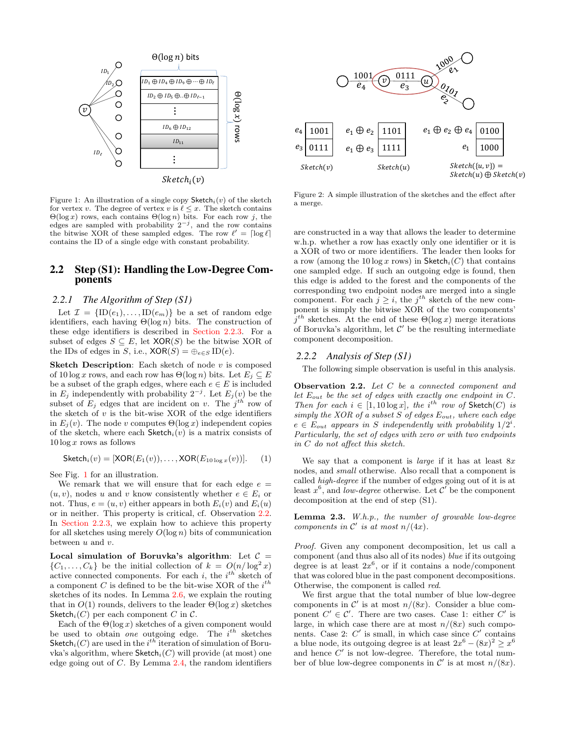Figure 1: An illustration of a single copy $\mathsf{Sketch}_i(v)$ of the sketch for vertex $v$. The degree of vertex $v$ is $\ell \leq x$. The sketch contains $\Theta(\log x)$ rows, each contains $\Theta(\log n)$ bits. For each row $j$, the edges are sampled with probability $2^{-j}$, and the row contains the bitwise XOR of these sampled edges. The row $\ell' = \lceil \log \ell \rceil$ contains the ID of a single edge with constant probability.

## 2.2 Step (S1): Handling the Low-Degree Components

### 2.2.1 The Algorithm of Step (S1)

Let $\mathcal{I} = \{\mathrm{ID}(e_1), \ldots, \mathrm{ID}(e_m)\}$ be a set of random edge identifiers, each having $\Theta(\log n)$ bits. The construction of these edge identifiers is described in Section 2.2.3. For a subset of edges $S \subseteq E$, let $\mathsf{XOR}(S)$ be the bitwise XOR of the IDs of edges in $S$, i.e., $\mathsf{XOR}(S) = \oplus_{e \in S} \mathrm{ID}(e)$.

**Sketch Description**: Each sketch of node $v$ is composed of $10 \log x$ rows, and each row has $\Theta(\log n)$ bits. Let $E_j \subseteq E$ be a subset of the graph edges, where each $e \in E$ is included in $E_j$ independently with probability $2^{-j}$. Let $E_j(v)$ be the subset of $E_j$ edges that are incident on $v$. The $j^{th}$ row of the sketch of $v$ is the bit-wise XOR of the edge identifiers in $E_j(v)$. The node $v$ computes $\Theta(\log x)$ independent copies of the sketch, where each $\mathsf{Sketch}_i(v)$ is a matrix consists of $10 \log x$ rows as follows

$$\mathsf{Sketch}_i(v) = [\mathsf{XOR}(E_1(v)), \ldots, \mathsf{XOR}(E_{10 \log x}(v))]. \quad (1)$$

See Fig. 1 for an illustration.

We remark that we will ensure that for each edge $e = (u, v)$, nodes $u$ and $v$ know consistently whether $e \in E_i$ or not. Thus, $e = (u, v)$ either appears in both $E_i(v)$ and $E_i(u)$ or in neither. This property is critical, cf. Observation 2.2. In Section 2.2.3, we explain how to achieve this property for all sketches using merely $O(\log n)$ bits of communication between $u$ and $v$.

**Local simulation of Boruvka's algorithm**: Let $\mathcal{C} = \{C_1, \ldots, C_k\}$ be the initial collection of $k = O(n/\log^2 x)$ active connected components. For each $i$, the $i^{th}$ sketch of a component $C$ is defined to be the bit-wise XOR of the $i^{th}$ sketches of its nodes. In Lemma 2.6, we explain the routing that in $O(1)$ rounds, delivers to the leader $\Theta(\log x)$ sketches $\mathsf{Sketch}_i(C)$ per each component $C$ in $\mathcal{C}$.

Each of the $\Theta(\log x)$ sketches of a given component would be used to obtain *one* outgoing edge. The $i^{th}$ sketches $\mathsf{Sketch}_i(C)$ are used in the $i^{th}$ iteration of simulation of Boruvka's algorithm, where $\mathsf{Sketch}_i(C)$ will provide (at most) one edge going out of $C$. By Lemma 2.4, the random identifiers are constructed in a way that allows the leader to determine w.h.p. whether a row has exactly only one identifier or it is a XOR of two or more identifiers. The leader then looks for a row (among the $10 \log x$ rows) in $\mathsf{Sketch}_i(C)$ that contains one sampled edge. If such an outgoing edge is found, then this edge is added to the forest and the components of the corresponding two endpoint nodes are merged into a single component. For each $j \geq i$, the $j^{th}$ sketch of the new component is simply the bitwise XOR of the two components' $j^{th}$ sketches. At the end of these $\Theta(\log x)$ merge iterations of Boruvka's algorithm, let $\mathcal{C}'$ be the resulting intermediate component decomposition.

Figure 2: A simple illustration of the sketches and the effect after a merge.

### 2.2.2 Analysis of Step (S1)

The following simple observation is useful in this analysis.

**Observation 2.2.** *Let $C$ be a connected component and let $E_{out}$ be the set of edges with exactly one endpoint in $C$. Then for each $i \in [1, 10 \log x]$, the $i^{th}$ row of $\mathsf{Sketch}(C)$ is simply the XOR of a subset $S$ of edges $E_{out}$, where each edge $e \in E_{out}$ appears in $S$ independently with probability $1/2^i$. Particularly, the set of edges with zero or with two endpoints in $C$ do not affect this sketch.*

We say that a component is *large* if it has at least $8x$ nodes, and *small* otherwise. Also recall that a component is called *high-degree* if the number of edges going out of it is at least $x^6$, and *low-degree* otherwise. Let $\mathcal{C}'$ be the component decomposition at the end of step (S1).

**Lemma 2.3.** *W.h.p., the number of growable low-degree components in $\mathcal{C}'$ is at most $n/(4x)$.*

*Proof.* Given any component decomposition, let us call a component (and thus also all of its nodes) *blue* if its outgoing degree is at least $2x^6$, or if it contains a node/component that was colored blue in the past component decompositions. Otherwise, the component is called *red*.

We first argue that the total number of blue low-degree components in $\mathcal{C}'$ is at most $n/(8x)$. Consider a blue component $C' \in \mathcal{C}'$. There are two cases. Case 1: either $C'$ is large, in which case there are at most $n/(8x)$ such components. Case 2: $C'$ is small, in which case since $C'$ contains a blue node, its outgoing degree is at least $2x^6 - (8x)^2 \geq x^6$ and hence $C'$ is not low-degree. Therefore, the total number of blue low-degree components in $\mathcal{C}'$ is at most $n/(8x)$.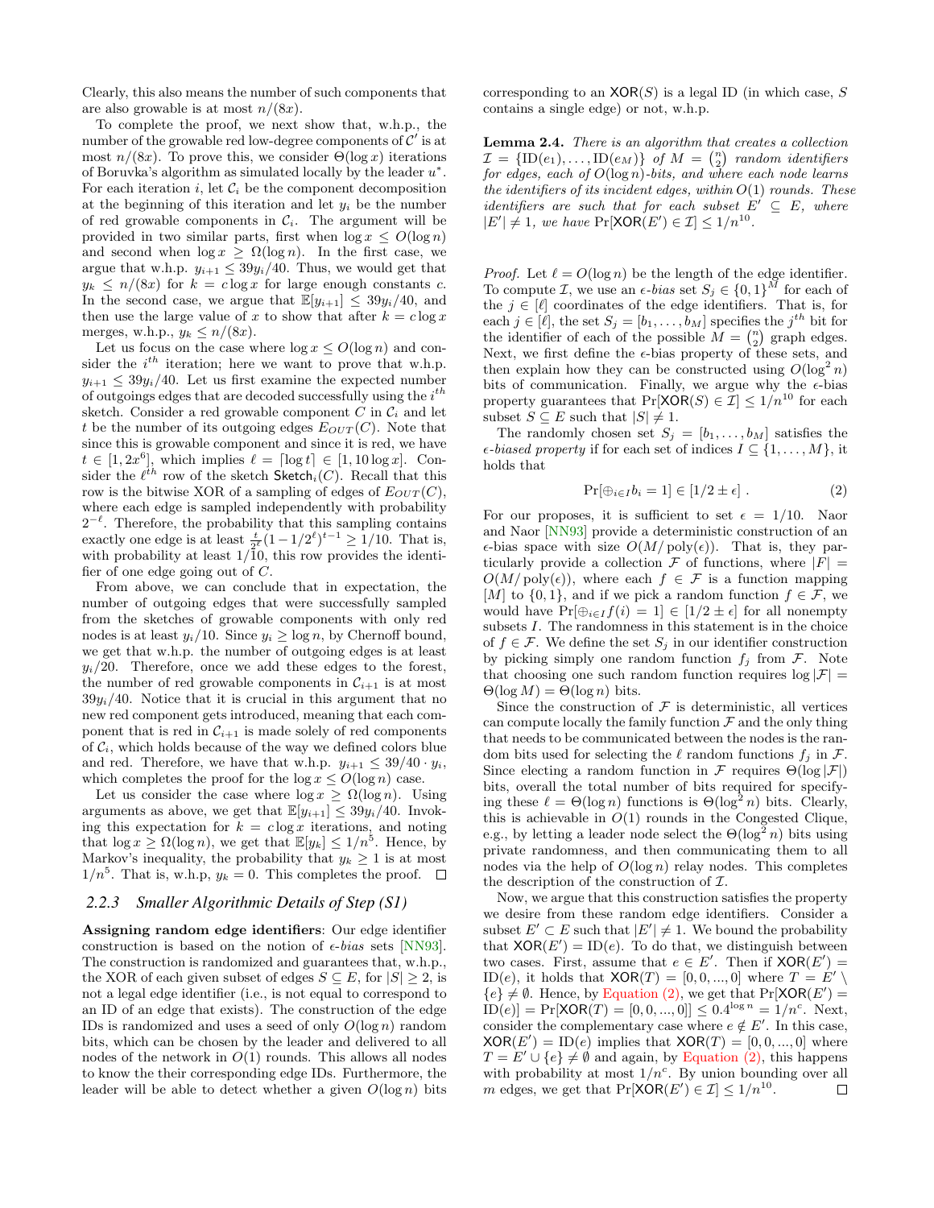Clearly, this also means the number of such components that are also growable is at most $n/(8x)$.

To complete the proof, we next show that, w.h.p., the number of the growable red low-degree components of $\mathcal{C}'$ is at most $n/(8x)$. To prove this, we consider $\Theta(\log x)$ iterations of Boruvka's algorithm as simulated locally by the leader $u^*$. For each iteration $i$, let $\mathcal{C}_i$ be the component decomposition at the beginning of this iteration and let $y_i$ be the number of red growable components in $\mathcal{C}_i$. The argument will be provided in two similar parts, first when $\log x \leq O(\log n)$ and second when $\log x \geq \Omega(\log n)$. In the first case, we argue that w.h.p. $y_{i+1} \leq 39y_i/40$. Thus, we would get that $y_k \leq n/(8x)$ for $k = c \log x$ for large enough constants $c$. In the second case, we argue that $\mathbb{E}[y_{i+1}] \leq 39y_i/40$, and then use the large value of $x$ to show that after $k = c \log x$ merges, w.h.p., $y_k \leq n/(8x)$.

Let us focus on the case where $\log x \leq O(\log n)$ and consider the $i^{th}$ iteration; here we want to prove that w.h.p. $y_{i+1} \leq 39y_i/40$. Let us first examine the expected number of outgoings edges that are decoded successfully using the $i^{th}$ sketch. Consider a red growable component $C$ in $\mathcal{C}_i$ and let $t$ be the number of its outgoing edges $E_{OUT}(C)$. Note that since this is growable component and since it is red, we have $t \in [1, 2x^6]$, which implies $\ell = \lceil \log t \rceil \in [1, 10 \log x]$. Consider the $\ell^{th}$ row of the sketch $\mathsf{Sketch}_i(C)$. Recall that this row is the bitwise XOR of a sampling of edges of $E_{OUT}(C)$, where each edge is sampled independently with probability $2^{-\ell}$. Therefore, the probability that this sampling contains exactly one edge is at least $\frac{t}{2^\ell}(1-1/2^\ell)^{t-1} \geq 1/10$. That is, with probability at least $1/10$, this row provides the identifier of one edge going out of $C$.

From above, we can conclude that in expectation, the number of outgoing edges that were successfully sampled from the sketches of growable components with only red nodes is at least $y_i/10$. Since $y_i \geq \log n$, by Chernoff bound, we get that w.h.p. the number of outgoing edges is at least $y_i/20$. Therefore, once we add these edges to the forest, the number of red growable components in $\mathcal{C}_{i+1}$ is at most $39y_i/40$. Notice that it is crucial in this argument that no new red component gets introduced, meaning that each component that is red in $\mathcal{C}_{i+1}$ is made solely of red components of $\mathcal{C}_i$, which holds because of the way we defined colors blue and red. Therefore, we have that w.h.p. $y_{i+1} \leq 39/40 \cdot y_i$, which completes the proof for the $\log x \leq O(\log n)$ case.

Let us consider the case where $\log x \geq \Omega(\log n)$. Using arguments as above, we get that $\mathbb{E}[y_{i+1}] \leq 39y_i/40$. Invoking this expectation for $k = c \log x$ iterations, and noting that $\log x \geq \Omega(\log n)$, we get that $\mathbb{E}[y_k] \leq 1/n^5$. Hence, by Markov's inequality, the probability that $y_k \geq 1$ is at most $1/n^5$. That is, w.h.p, $y_k = 0$. This completes the proof. $\square$

### 2.2.3 Smaller Algorithmic Details of Step (S1)

**Assigning random edge identifiers**: Our edge identifier construction is based on the notion of *$\epsilon$-bias* sets [NN93]. The construction is randomized and guarantees that, w.h.p., the XOR of each given subset of edges $S \subseteq E$, for $|S| \geq 2$, is not a legal edge identifier (i.e., is not equal to correspond to an ID of an edge that exists). The construction of the edge IDs is randomized and uses a seed of only $O(\log n)$ random bits, which can be chosen by the leader and delivered to all nodes of the network in $O(1)$ rounds. This allows all nodes to know the their corresponding edge IDs. Furthermore, the leader will be able to detect whether a given $O(\log n)$ bits corresponding to an $\mathsf{XOR}(S)$ is a legal ID (in which case, $S$ contains a single edge) or not, w.h.p.

**Lemma 2.4.** *There is an algorithm that creates a collection $\mathcal{I} = \{\mathrm{ID}(e_1), \ldots, \mathrm{ID}(e_M)\}$ of $M = \binom{n}{2}$ random identifiers for edges, each of $O(\log n)$-bits, and where each node learns the identifiers of its incident edges, within $O(1)$ rounds. These identifiers are such that for each subset $E' \subseteq E$, where $|E'| \neq 1$, we have $\Pr[\mathsf{XOR}(E') \in \mathcal{I}] \leq 1/n^{10}$.*

*Proof.* Let $\ell = O(\log n)$ be the length of the edge identifier. To compute $\mathcal{I}$, we use an $\epsilon$-*bias* set $S_j \in \{0,1\}^M$ for each of the $j \in [\ell]$ coordinates of the edge identifiers. That is, for each $j \in [\ell]$, the set $S_j = [b_1, \ldots, b_M]$ specifies the $j^{th}$ bit for the identifier of each of the possible $M = \binom{n}{2}$ graph edges. Next, we first define the $\epsilon$-bias property of these sets, and then explain how they can be constructed using $O(\log^2 n)$ bits of communication. Finally, we argue why the $\epsilon$-bias property guarantees that $\Pr[\mathsf{XOR}(S) \in \mathcal{I}] \leq 1/n^{10}$ for each subset $S \subseteq E$ such that $|S| \neq 1$.

The randomly chosen set $S_j = [b_1, \ldots, b_M]$ satisfies the *$\epsilon$-biased property* if for each set of indices $I \subseteq \{1, \ldots, M\}$, it holds that

$$\Pr[\oplus_{i \in I} b_i = 1] \in [1/2 \pm \epsilon] \ . \quad (2)$$

For our proposes, it is sufficient to set $\epsilon = 1/10$. Naor and Naor [NN93] provide a deterministic construction of an $\epsilon$-bias space with size $O(M/\mathrm{poly}(\epsilon))$. That is, they particularly provide a collection $\mathcal{F}$ of functions, where $|F| = O(M/\mathrm{poly}(\epsilon))$, where each $f \in \mathcal{F}$ is a function mapping $[M]$ to $\{0,1\}$, and if we pick a random function $f \in \mathcal{F}$, we would have $\Pr[\oplus_{i \in I} f(i) = 1] \in [1/2 \pm \epsilon]$ for all nonempty subsets $I$. The randomness in this statement is in the choice of $f \in \mathcal{F}$. We define the set $S_j$ in our identifier construction by picking simply one random function $f_j$ from $\mathcal{F}$. Note that choosing one such random function requires $\log |\mathcal{F}| = \Theta(\log M) = \Theta(\log n)$ bits.

Since the construction of $\mathcal{F}$ is deterministic, all vertices can compute locally the family function $\mathcal{F}$ and the only thing that needs to be communicated between the nodes is the random bits used for selecting the $\ell$ random functions $f_j$ in $\mathcal{F}$. Since electing a random function in $\mathcal{F}$ requires $\Theta(\log |\mathcal{F}|)$ bits, overall the total number of bits required for specifying these $\ell = \Theta(\log n)$ functions is $\Theta(\log^2 n)$ bits. Clearly, this is achievable in $O(1)$ rounds in the Congested Clique, e.g., by letting a leader node select the $\Theta(\log^2 n)$ bits using private randomness, and then communicating them to all nodes via the help of $O(\log n)$ relay nodes. This completes the description of the construction of $\mathcal{I}$.

Now, we argue that this construction satisfies the property we desire from these random edge identifiers. Consider a subset $E' \subset E$ such that $|E'| \neq 1$. We bound the probability that $\mathsf{XOR}(E') = \mathrm{ID}(e)$. To do that, we distinguish between two cases. First, assume that $e \in E'$. Then if $\mathsf{XOR}(E') = \mathrm{ID}(e)$, it holds that $\mathsf{XOR}(T) = [0, 0, ..., 0]$ where $T = E' \setminus \{e\} \neq \emptyset$. Hence, by Equation (2), we get that $\Pr[\mathsf{XOR}(E') = \mathrm{ID}(e)] = \Pr[\mathsf{XOR}(T) = [0, 0, ..., 0]] \leq 0.4^{\log n} = 1/n^c$. Next, consider the complementary case where $e \notin E'$. In this case, $\mathsf{XOR}(E') = \mathrm{ID}(e)$ implies that $\mathsf{XOR}(T) = [0, 0, ..., 0]$ where $T = E' \cup \{e\} \neq \emptyset$ and again, by Equation (2), this happens with probability at most $1/n^c$. By union bounding over all $m$ edges, we get that $\Pr[\mathsf{XOR}(E') \in \mathcal{I}] \leq 1/n^{10}$. $\square$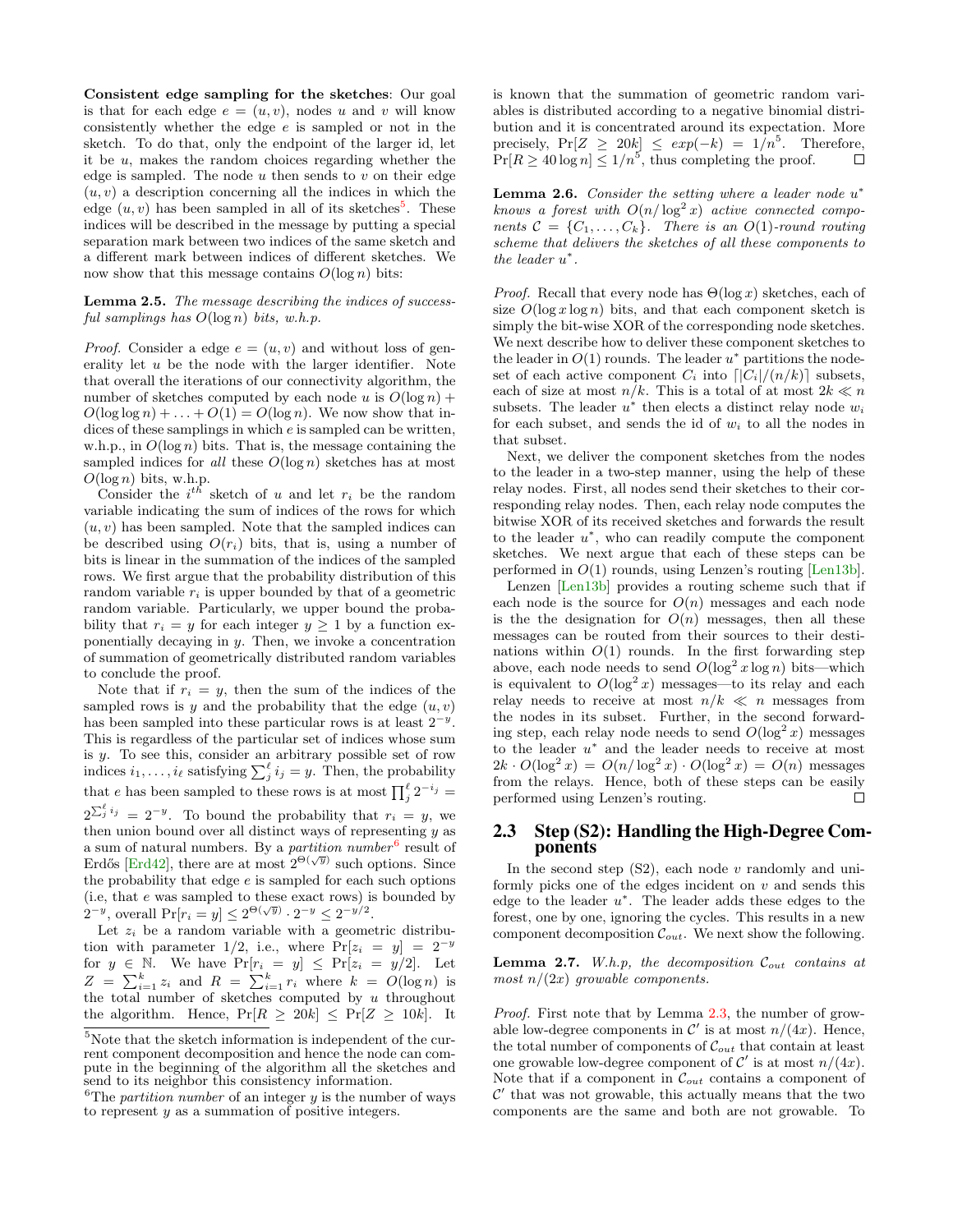**Consistent edge sampling for the sketches**: Our goal is that for each edge $e = (u, v)$, nodes $u$ and $v$ will know consistently whether the edge $e$ is sampled or not in the sketch. To do that, only the endpoint of the larger id, let it be $u$, makes the random choices regarding whether the edge is sampled. The node $u$ then sends to $v$ on their edge $(u, v)$ a description concerning all the indices in which the edge $(u, v)$ has been sampled in all of its sketches[5]. These indices will be described in the message by putting a special separation mark between two indices of the same sketch and a different mark between indices of different sketches. We now show that this message contains $O(\log n)$ bits:

**Lemma 2.5.** *The message describing the indices of successful samplings has $O(\log n)$ bits, w.h.p.*

*Proof.* Consider a edge $e = (u, v)$ and without loss of generality let $u$ be the node with the larger identifier. Note that overall the iterations of our connectivity algorithm, the number of sketches computed by each node $u$ is $O(\log n) + O(\log\log n) + \ldots + O(1) = O(\log n)$. We now show that indices of these samplings in which $e$ is sampled can be written, w.h.p., in $O(\log n)$ bits. That is, the message containing the sampled indices for *all* these $O(\log n)$ sketches has at most $O(\log n)$ bits, w.h.p.

Consider the $i^{th}$ sketch of $u$ and let $r_i$ be the random variable indicating the sum of indices of the rows for which $(u, v)$ has been sampled. Note that the sampled indices can be described using $O(r_i)$ bits, that is, using a number of bits is linear in the summation of the indices of the sampled rows. We first argue that the probability distribution of this random variable $r_i$ is upper bounded by that of a geometric random variable. Particularly, we upper bound the probability that $r_i = y$ for each integer $y \geq 1$ by a function exponentially decaying in $y$. Then, we invoke a concentration of summation of geometrically distributed random variables to conclude the proof.

Note that if $r_i = y$, then the sum of the indices of the sampled rows is $y$ and the probability that the edge $(u, v)$ has been sampled into these particular rows is at least $2^{-y}$. This is regardless of the particular set of indices whose sum is $y$. To see this, consider an arbitrary possible set of row indices $i_1, \ldots, i_\ell$ satisfying $\sum_j^\ell i_j = y$. Then, the probability that $e$ has been sampled to these rows is at most $\prod_j^\ell 2^{-i_j} = 2^{\sum_j^\ell i_j} = 2^{-y}$. To bound the probability that $r_i = y$, we then union bound over all distinct ways of representing $y$ as a sum of natural numbers. By a *partition number*[6] result of Erdős [Erd42], there are at most $2^{\Theta(\sqrt{y})}$ such options. Since the probability that edge $e$ is sampled for each such options (i.e, that $e$ was sampled to these exact rows) is bounded by $2^{-y}$, overall $\Pr[r_i = y] \leq 2^{\Theta(\sqrt{y})} \cdot 2^{-y} \leq 2^{-y/2}$.

Let $z_i$ be a random variable with a geometric distribution with parameter $1/2$, i.e., where $\Pr[z_i = y] = 2^{-y}$ for $y \in \mathbb{N}$. We have $\Pr[r_i = y] \leq \Pr[z_i = y/2]$. Let $Z = \sum_{i=1}^k z_i$ and $R = \sum_{i=1}^k r_i$ where $k = O(\log n)$ is the total number of sketches computed by $u$ throughout the algorithm. Hence, $\Pr[R \geq 20k] \leq \Pr[Z \geq 10k]$. It is known that the summation of geometric random variables is distributed according to a negative binomial distribution and it is concentrated around its expectation. More precisely, $\Pr[Z \geq 20k] \leq exp(-k) = 1/n^5$. Therefore, $\Pr[R \geq 40 \log n] \leq 1/n^5$, thus completing the proof. □

**Lemma 2.6.** *Consider the setting where a leader node $u^*$ knows a forest with $O(n/\log^2 x)$ active connected components $\mathcal{C} = \{C_1, \ldots, C_k\}$. There is an $O(1)$-round routing scheme that delivers the sketches of all these components to the leader $u^*$.*

*Proof.* Recall that every node has $\Theta(\log x)$ sketches, each of size $O(\log x \log n)$ bits, and that each component sketch is simply the bit-wise XOR of the corresponding node sketches. We next describe how to deliver these component sketches to the leader in $O(1)$ rounds. The leader $u^*$ partitions the node-set of each active component $C_i$ into $\lceil |C_i|/(n/k) \rceil$ subsets, each of size at most $n/k$. This is a total of at most $2k \ll n$ subsets. The leader $u^*$ then elects a distinct relay node $w_i$ for each subset, and sends the id of $w_i$ to all the nodes in that subset.

Next, we deliver the component sketches from the nodes to the leader in a two-step manner, using the help of these relay nodes. First, all nodes send their sketches to their corresponding relay nodes. Then, each relay node computes the bitwise XOR of its received sketches and forwards the result to the leader $u^*$, who can readily compute the component sketches. We next argue that each of these steps can be performed in $O(1)$ rounds, using Lenzen's routing [Len13b].

Lenzen [Len13b] provides a routing scheme such that if each node is the source for $O(n)$ messages and each node is the the designation for $O(n)$ messages, then all these messages can be routed from their sources to their destinations within $O(1)$ rounds. In the first forwarding step above, each node needs to send $O(\log^2 x \log n)$ bits—which is equivalent to $O(\log^2 x)$ messages—to its relay and each relay needs to receive at most $n/k \ll n$ messages from the nodes in its subset. Further, in the second forwarding step, each relay node needs to send $O(\log^2 x)$ messages to the leader $u^*$ and the leader needs to receive at most $2k \cdot O(\log^2 x) = O(n/\log^2 x) \cdot O(\log^2 x) = O(n)$ messages from the relays. Hence, both of these steps can be easily performed using Lenzen's routing. □

## 2.3 Step (S2): Handling the High-Degree Components

In the second step (S2), each node $v$ randomly and uniformly picks one of the edges incident on $v$ and sends this edge to the leader $u^*$. The leader adds these edges to the forest, one by one, ignoring the cycles. This results in a new component decomposition $\mathcal{C}_{out}$. We next show the following.

**Lemma 2.7.** *W.h.p, the decomposition $\mathcal{C}_{out}$ contains at most $n/(2x)$ growable components.*

*Proof.* First note that by Lemma 2.3, the number of growable low-degree components in $\mathcal{C}'$ is at most $n/(4x)$. Hence, the total number of components of $\mathcal{C}_{out}$ that contain at least one growable low-degree component of $\mathcal{C}'$ is at most $n/(4x)$. Note that if a component in $\mathcal{C}_{out}$ contains a component of $\mathcal{C}'$ that was not growable, this actually means that the two components are the same and both are not growable. To

---

[5] Note that the sketch information is independent of the current component decomposition and hence the node can compute in the beginning of the algorithm all the sketches and send to its neighbor this consistency information.

[6] The *partition number* of an integer $y$ is the number of ways to represent $y$ as a summation of positive integers.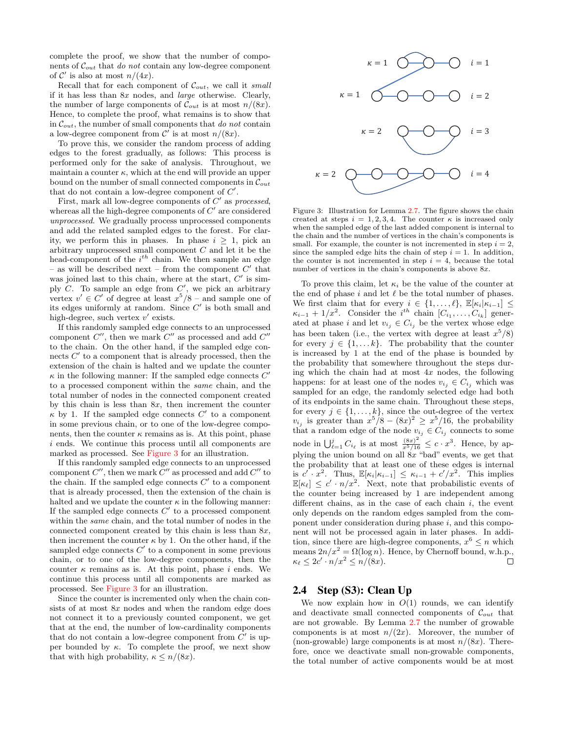complete the proof, we show that the number of components of $\mathcal{C}_{out}$ that *do not* contain any low-degree component of $\mathcal{C}'$ is also at most $n/(4x)$.

Recall that for each component of $\mathcal{C}_{out}$, we call it *small* if it has less than $8x$ nodes, and *large* otherwise. Clearly, the number of large components of $\mathcal{C}_{out}$ is at most $n/(8x)$. Hence, to complete the proof, what remains is to show that in $\mathcal{C}_{out}$, the number of small components that *do not* contain a low-degree component from $\mathcal{C}'$ is at most $n/(8x)$.

To prove this, we consider the random process of adding edges to the forest gradually, as follows: This process is performed only for the sake of analysis. Throughout, we maintain a counter $\kappa$, which at the end will provide an upper bound on the number of small connected components in $\mathcal{C}_{out}$ that do not contain a low-degree component of $C'$.

First, mark all low-degree components of $C'$ as *processed*, whereas all the high-degree components of $C'$ are considered *unprocessed*. We gradually process unprocessed components and add the related sampled edges to the forest. For clarity, we perform this in phases. In phase $i \geq 1$, pick an arbitrary unprocessed small component $C$ and let it be the head-component of the $i^{th}$ chain. We then sample an edge – as will be described next – from the component $C'$ that was joined last to this chain, where at the start, $C'$ is simply $C$. To sample an edge from $C'$, we pick an arbitrary vertex $v' \in C'$ of degree at least $x^5/8$ – and sample one of its edges uniformly at random. Since $C'$ is both small and high-degree, such vertex $v'$ exists.

If this randomly sampled edge connects to an unprocessed component $C''$, then we mark $C''$ as processed and add $C''$ to the chain. On the other hand, if the sampled edge connects $C'$ to a component that is already processed, then the extension of the chain is halted and we update the counter $\kappa$ in the following manner: If the sampled edge connects $C'$ to a processed component within the *same* chain, and the total number of nodes in the connected component created by this chain is less than $8x$, then increment the counter $\kappa$ by 1. If the sampled edge connects $C'$ to a component in some previous chain, or to one of the low-degree components, then the counter $\kappa$ remains as is. At this point, phase $i$ ends. We continue this process until all components are marked as processed. See Figure 3 for an illustration.

If this randomly sampled edge connects to an unprocessed component $C''$, then we mark $C''$ as processed and add $C''$ to the chain. If the sampled edge connects $C'$ to a component that is already processed, then the extension of the chain is halted and we update the counter $\kappa$ in the following manner: If the sampled edge connects $C'$ to a processed component within the *same* chain, and the total number of nodes in the connected component created by this chain is less than $8x$, then increment the counter $\kappa$ by 1. On the other hand, if the sampled edge connects $C'$ to a component in some previous chain, or to one of the low-degree components, then the counter $\kappa$ remains as is. At this point, phase $i$ ends. We continue this process until all components are marked as processed. See Figure 3 for an illustration.

Since the counter is incremented only when the chain consists of at most $8x$ nodes and when the random edge does not connect it to a previously counted component, we get that at the end, the number of low-cardinality components that do not contain a low-degree component from $C'$ is upper bounded by $\kappa$. To complete the proof, we next show that with high probability, $\kappa \leq n/(8x)$.

Figure 3: Illustration for Lemma 2.7. The figure shows the chain created at steps $i = 1, 2, 3, 4$. The counter $\kappa$ is increased only when the sampled edge of the last added component is internal to the chain and the number of vertices in the chain's components is small. For example, the counter is not incremented in step $i = 2$, since the sampled edge hits the chain of step $i = 1$. In addition, the counter is not incremented in step $i = 4$, because the total number of vertices in the chain's components is above $8x$.

To prove this claim, let $\kappa_i$ be the value of the counter at the end of phase $i$ and let $\ell$ be the total number of phases. We first claim that for every $i \in \{1, \ldots, \ell\}$, $\mathbb{E}[\kappa_i | \kappa_{i-1}] \leq \kappa_{i-1} + 1/x^2$. Consider the $i^{th}$ chain $[C_{i_1}, \ldots, C_{i_k}]$ generated at phase $i$ and let $v_{i_j} \in C_{i_j}$ be the vertex whose edge has been taken (i.e., the vertex with degree at least $x^5/8$) for every $j \in \{1, \ldots k\}$. The probability that the counter is increased by 1 at the end of the phase is bounded by the probability that somewhere throughout the steps during which the chain had at most $4x$ nodes, the following happens: for at least one of the nodes $v_{i_j} \in C_{i_j}$ which was sampled for an edge, the randomly selected edge had both of its endpoints in the same chain. Throughout these steps, for every $j \in \{1, \ldots, k\}$, since the out-degree of the vertex $v_{i_j}$ is greater than $x^5/8 - (8x)^2 \geq x^5/16$, the probability that a random edge of the node $v_{i_j} \in C_{i_j}$ connects to some node in $\bigcup_{\ell=1}^{j} C_{i_\ell}$ is at most $\frac{(8x)^2}{x^5/16} \leq c \cdot x^3$. Hence, by applying the union bound on all $8x$ "bad" events, we get that the probability that at least one of these edges is internal is $c' \cdot x^2$. Thus, $\mathbb{E}[\kappa_i | \kappa_{i-1}] \leq \kappa_{i-1} + c'/x^2$. This implies $\mathbb{E}[\kappa_\ell] \leq c' \cdot n/x^2$. Next, note that probabilistic events of the counter being increased by 1 are independent among different chains, as in the case of each chain $i$, the event only depends on the random edges sampled from the component under consideration during phase $i$, and this component will not be processed again in later phases. In addition, since there are high-degree components, $x^6 \leq n$ which means $2n/x^2 = \Omega(\log n)$. Hence, by Chernoff bound, w.h.p., $\kappa_\ell \leq 2c' \cdot n/x^2 \leq n/(8x)$. □

## 2.4 Step (S3): Clean Up

We now explain how in $O(1)$ rounds, we can identify and deactivate small connected components of $\mathcal{C}_{out}$ that are not growable. By Lemma 2.7 the number of growable components is at most $n/(2x)$. Moreover, the number of (non-growable) large components is at most $n/(8x)$. Therefore, once we deactivate small non-growable components, the total number of active components would be at most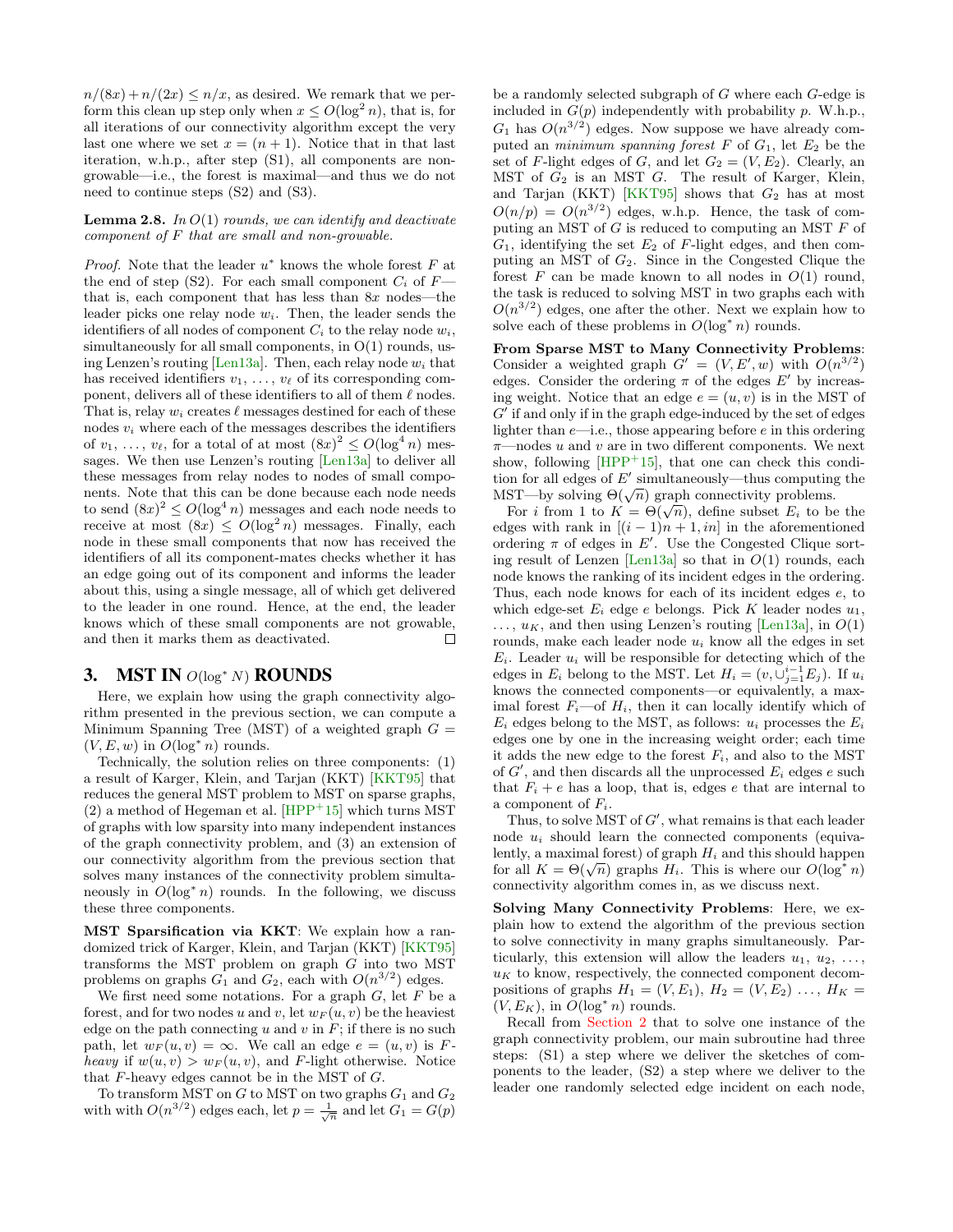$n/(8x) + n/(2x) \leq n/x$, as desired. We remark that we perform this clean up step only when $x \leq O(\log^2 n)$, that is, for all iterations of our connectivity algorithm except the very last one where we set $x = (n+1)$. Notice that in that last iteration, w.h.p., after step (S1), all components are non-growable—i.e., the forest is maximal—and thus we do not need to continue steps (S2) and (S3).

**Lemma 2.8.** *In $O(1)$ rounds, we can identify and deactivate component of $F$ that are small and non-growable.*

*Proof.* Note that the leader $u^*$ knows the whole forest $F$ at the end of step (S2). For each small component $C_i$ of $F$—that is, each component that has less than $8x$ nodes—the leader picks one relay node $w_i$. Then, the leader sends the identifiers of all nodes of component $C_i$ to the relay node $w_i$, simultaneously for all small components, in O(1) rounds, using Lenzen's routing [Len13a]. Then, each relay node $w_i$ that has received identifiers $v_1, \ldots, v_\ell$ of its corresponding component, delivers all of these identifiers to all of them $\ell$ nodes. That is, relay $w_i$ creates $\ell$ messages destined for each of these nodes $v_i$ where each of the messages describes the identifiers of $v_1, \ldots, v_\ell$, for a total of at most $(8x)^2 \leq O(\log^4 n)$ messages. We then use Lenzen's routing [Len13a] to deliver all these messages from relay nodes to nodes of small components. Note that this can be done because each node needs to send $(8x)^2 \leq O(\log^4 n)$ messages and each node needs to receive at most $(8x) \leq O(\log^2 n)$ messages. Finally, each node in these small components that now has received the identifiers of all its component-mates checks whether it has an edge going out of its component and informs the leader about this, using a single message, all of which get delivered to the leader in one round. Hence, at the end, the leader knows which of these small components are not growable, and then it marks them as deactivated. □

## 3. MST IN $O(\log^* N)$ ROUNDS

Here, we explain how using the graph connectivity algorithm presented in the previous section, we can compute a Minimum Spanning Tree (MST) of a weighted graph $G = (V, E, w)$ in $O(\log^* n)$ rounds.

Technically, the solution relies on three components: (1) a result of Karger, Klein, and Tarjan (KKT) [KKT95] that reduces the general MST problem to MST on sparse graphs, (2) a method of Hegeman et al. [HPP+15] which turns MST of graphs with low sparsity into many independent instances of the graph connectivity problem, and (3) an extension of our connectivity algorithm from the previous section that solves many instances of the connectivity problem simultaneously in $O(\log^* n)$ rounds. In the following, we discuss these three components.

**MST Sparsification via KKT**: We explain how a randomized trick of Karger, Klein, and Tarjan (KKT) [KKT95] transforms the MST problem on graph $G$ into two MST problems on graphs $G_1$ and $G_2$, each with $O(n^{3/2})$ edges.

We first need some notations. For a graph $G$, let $F$ be a forest, and for two nodes $u$ and $v$, let $w_F(u, v)$ be the heaviest edge on the path connecting $u$ and $v$ in $F$; if there is no such path, let $w_F(u, v) = \infty$. We call an edge $e = (u, v)$ is $F$-*heavy* if $w(u, v) > w_F(u, v)$, and $F$-*light* otherwise. Notice that $F$-heavy edges cannot be in the MST of $G$.

To transform MST on $G$ to MST on two graphs $G_1$ and $G_2$ with with $O(n^{3/2})$ edges each, let $p = \frac{1}{\sqrt{n}}$ and let $G_1 = G(p)$ be a randomly selected subgraph of $G$ where each $G$-edge is included in $G(p)$ independently with probability $p$. W.h.p., $G_1$ has $O(n^{3/2})$ edges. Now suppose we have already computed an *minimum spanning forest* $F$ of $G_1$, let $E_2$ be the set of $F$-light edges of $G$, and let $G_2 = (V, E_2)$. Clearly, an MST of $G_2$ is an MST $G$. The result of Karger, Klein, and Tarjan (KKT) [KKT95] shows that $G_2$ has at most $O(n/p) = O(n^{3/2})$ edges, w.h.p.. Hence, the task of computing an MST of $G$ is reduced to computing an MST $F$ of $G_1$, identifying the set $E_2$ of $F$-light edges, and then computing an MST of $G_2$. Since in the Congested Clique the forest $F$ can be made known to all nodes in $O(1)$ round, the task is reduced to solving MST in two graphs each with $O(n^{3/2})$ edges, one after the other. Next we explain how to solve each of these problems in $O(\log^* n)$ rounds.

**From Sparse MST to Many Connectivity Problems**: Consider a weighted graph $G' = (V, E', w)$ with $O(n^{3/2})$ edges. Consider the ordering $\pi$ of the edges $E'$ by increasing weight. Notice that an edge $e = (u, v)$ is in the MST of $G'$ if and only if in the graph edge-induced by the set of edges lighter than $e$—i.e., those appearing before $e$ in this ordering $\pi$—nodes $u$ and $v$ are in two different components. We next show, following [HPP+15], that one can check this condition for all edges of $E'$ simultaneously—thus computing the MST—by solving $\Theta(\sqrt{n})$ graph connectivity problems.

For $i$ from 1 to $K = \Theta(\sqrt{n})$, define subset $E_i$ to be the edges with rank in $[(i-1)n+1, in]$ in the aforementioned ordering $\pi$ of edges in $E'$. Use the Congested Clique sorting result of Lenzen [Len13a] so that in $O(1)$ rounds, each node knows the ranking of its incident edges in the ordering. Thus, each node knows for each of its incident edges $e$, to which edge-set $E_i$ edge $e$ belongs. Pick $K$ leader nodes $u_1, \ldots, u_K$, and then using Lenzen's routing [Len13a], in $O(1)$ rounds, make each leader node $u_i$ know all the edges in set $E_i$. Leader $u_i$ will be responsible for detecting which of the edges in $E_i$ belong to the MST. Let $H_i = (v, \cup_{j=1}^{i-1} E_j)$. If $u_i$ knows the connected components—or equivalently, a maximal forest $F_i$—of $H_i$, then it can locally identify which of $E_i$ edges belong to the MST, as follows: $u_i$ processes the $E_i$ edges one by one in the increasing weight order; each time it adds the new edge to the forest $F_i$, and also to the MST of $G'$, and then discards all the unprocessed $E_i$ edges $e$ such that $F_i + e$ has a loop, that is, edges $e$ that are internal to a component of $F_i$.

Thus, to solve MST of $G'$, what remains is that each leader node $u_i$ should learn the connected components (equivalently, a maximal forest) of graph $H_i$ and this should happen for all $K = \Theta(\sqrt{n})$ graphs $H_i$. This is where our $O(\log^* n)$ connectivity algorithm comes in, as we discuss next.

**Solving Many Connectivity Problems**: Here, we explain how to extend the algorithm of the previous section to solve connectivity in many graphs simultaneously. Particularly, this extension will allow the leaders $u_1, u_2, \ldots, u_K$ to know, respectively, the connected component decompositions of graphs $H_1 = (V, E_1)$, $H_2 = (V, E_2) \ldots, H_K = (V, E_K)$, in $O(\log^* n)$ rounds.

Recall from Section 2 that to solve one instance of the graph connectivity problem, our main subroutine had three steps: (S1) a step where we deliver the sketches of components to the leader, (S2) a step where we deliver to the leader one randomly selected edge incident on each node,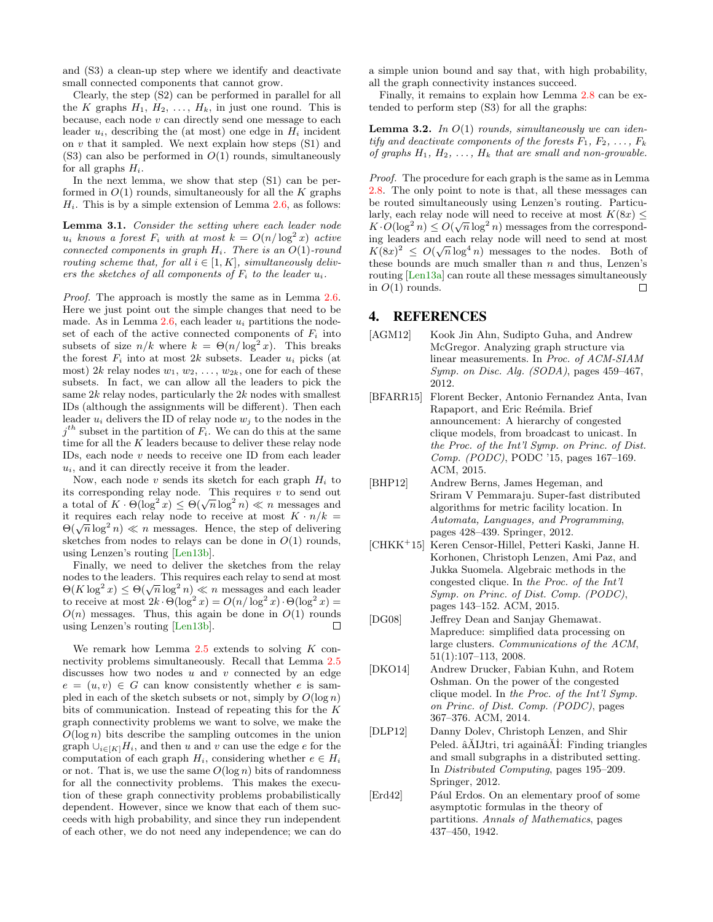and (S3) a clean-up step where we identify and deactivate small connected components that cannot grow.

Clearly, the step (S2) can be performed in parallel for all the $K$ graphs $H_1$, $H_2$, …, $H_k$, in just one round. This is because, each node $v$ can directly send one message to each leader $u_i$, describing the (at most) one edge in $H_i$ incident on $v$ that it sampled. We next explain how steps (S1) and (S3) can also be performed in $O(1)$ rounds, simultaneously for all graphs $H_i$.

In the next lemma, we show that step (S1) can be performed in $O(1)$ rounds, simultaneously for all the $K$ graphs $H_i$. This is by a simple extension of Lemma 2.6, as follows:

**Lemma 3.1.** *Consider the setting where each leader node $u_i$ knows a forest $F_i$ with at most $k = O(n/\log^2 x)$ active connected components in graph $H_i$. There is an $O(1)$-round routing scheme that, for all $i \in [1, K]$, simultaneously delivers the sketches of all components of $F_i$ to the leader $u_i$.*

*Proof.* The approach is mostly the same as in Lemma 2.6. Here we just point out the simple changes that need to be made. As in Lemma 2.6, each leader $u_i$ partitions the node-set of each of the active connected components of $F_i$ into subsets of size $n/k$ where $k = \Theta(n/\log^2 x)$. This breaks the forest $F_i$ into at most $2k$ subsets. Leader $u_i$ picks (at most) $2k$ relay nodes $w_1$, $w_2$, …, $w_{2k}$, one for each of these subsets. In fact, we can allow all the leaders to pick the same $2k$ relay nodes, particularly the $2k$ nodes with smallest IDs (although the assignments will be different). Then each leader $u_i$ delivers the ID of relay node $w_j$ to the nodes in the $j^{th}$ subset in the partition of $F_i$. We can do this at the same time for all the $K$ leaders because to deliver these relay node IDs, each node $v$ needs to receive one ID from each leader $u_i$, and it can directly receive it from the leader.

Now, each node $v$ sends its sketch for each graph $H_i$ to its corresponding relay node. This requires $v$ to send out a total of $K \cdot \Theta(\log^2 x) \leq \Theta(\sqrt{n}\log^2 n) \ll n$ messages and it requires each relay node to receive at most $K \cdot n/k = \Theta(\sqrt{n}\log^2 n) \ll n$ messages. Hence, the step of delivering sketches from nodes to relays can be done in $O(1)$ rounds, using Lenzen's routing [Len13b].

Finally, we need to deliver the sketches from the relay nodes to the leaders. This requires each relay to send at most $\Theta(K\log^2 x) \leq \Theta(\sqrt{n}\log^2 n) \ll n$ messages and each leader to receive at most $2k \cdot \Theta(\log^2 x) = O(n/\log^2 x) \cdot \Theta(\log^2 x) = O(n)$ messages. Thus, this again be done in $O(1)$ rounds using Lenzen's routing [Len13b]. □

We remark how Lemma 2.5 extends to solving $K$ connectivity problems simultaneously. Recall that Lemma 2.5 discusses how two nodes $u$ and $v$ connected by an edge $e = (u, v) \in G$ can know consistently whether $e$ is sampled in each of the sketch subsets or not, simply by $O(\log n)$ bits of communication. Instead of repeating this for the $K$ graph connectivity problems we want to solve, we make the $O(\log n)$ bits describe the sampling outcomes in the union graph $\cup_{i\in[K]} H_i$, and then $u$ and $v$ can use the edge $e$ for the computation of each graph $H_i$, considering whether $e \in H_i$ or not. That is, we use the same $O(\log n)$ bits of randomness for all the connectivity problems. This makes the execution of these graph connectivity problems probabilistically dependent. However, since we know that each of them succeeds with high probability, and since they run independent of each other, we do not need any independence; we can do a simple union bound and say that, with high probability, all the graph connectivity instances succeed.

Finally, it remains to explain how Lemma 2.8 can be extended to perform step (S3) for all the graphs:

**Lemma 3.2.** *In $O(1)$ rounds, simultaneously we can identify and deactivate components of the forests $F_1$, $F_2$, …, $F_k$ of graphs $H_1$, $H_2$, …, $H_k$ that are small and non-growable.*

*Proof.* The procedure for each graph is the same as in Lemma 2.8. The only point to note is that, all these messages can be routed simultaneously using Lenzen's routing. Particularly, each relay node will need to receive at most $K(8x) \leq K \cdot O(\log^2 n) \leq O(\sqrt{n}\log^2 n)$ messages from the corresponding leaders and each relay node will need to send at most $K(8x)^2 \leq O(\sqrt{n}\log^4 n)$ messages to the nodes. Both of these bounds are much smaller than $n$ and thus, Lenzen's routing [Len13a] can route all these messages simultaneously in $O(1)$ rounds. □

## 4. REFERENCES

[AGM12] Kook Jin Ahn, Sudipto Guha, and Andrew McGregor. Analyzing graph structure via linear measurements. In *Proc. of ACM-SIAM Symp. on Disc. Alg. (SODA)*, pages 459–467, 2012.

[BFARR15] Florent Becker, Antonio Fernandez Anta, Ivan Rapaport, and Eric Reémila. Brief announcement: A hierarchy of congested clique models, from broadcast to unicast. In *the Proc. of the Int'l Symp. on Princ. of Dist. Comp. (PODC)*, PODC '15, pages 167–169. ACM, 2015.

[BHP12] Andrew Berns, James Hegeman, and Sriram V Pemmaraju. Super-fast distributed algorithms for metric facility location. In *Automata, Languages, and Programming*, pages 428–439. Springer, 2012.

[CHKK+15] Keren Censor-Hillel, Petteri Kaski, Janne H. Korhonen, Christoph Lenzen, Ami Paz, and Jukka Suomela. Algebraic methods in the congested clique. In *the Proc. of the Int'l Symp. on Princ. of Dist. Comp. (PODC)*, pages 143–152. ACM, 2015.

[DG08] Jeffrey Dean and Sanjay Ghemawat. Mapreduce: simplified data processing on large clusters. *Communications of the ACM*, 51(1):107–113, 2008.

[DKO14] Andrew Drucker, Fabian Kuhn, and Rotem Oshman. On the power of the congested clique model. In *the Proc. of the Int'l Symp. on Princ. of Dist. Comp. (PODC)*, pages 367–376. ACM, 2014.

[DLP12] Danny Dolev, Christoph Lenzen, and Shir Peled. âĂIJtri, tri againâĂİ: Finding triangles and small subgraphs in a distributed setting. In *Distributed Computing*, pages 195–209. Springer, 2012.

[Erd42] Pául Erdos. On an elementary proof of some asymptotic formulas in the theory of partitions. *Annals of Mathematics*, pages 437–450, 1942.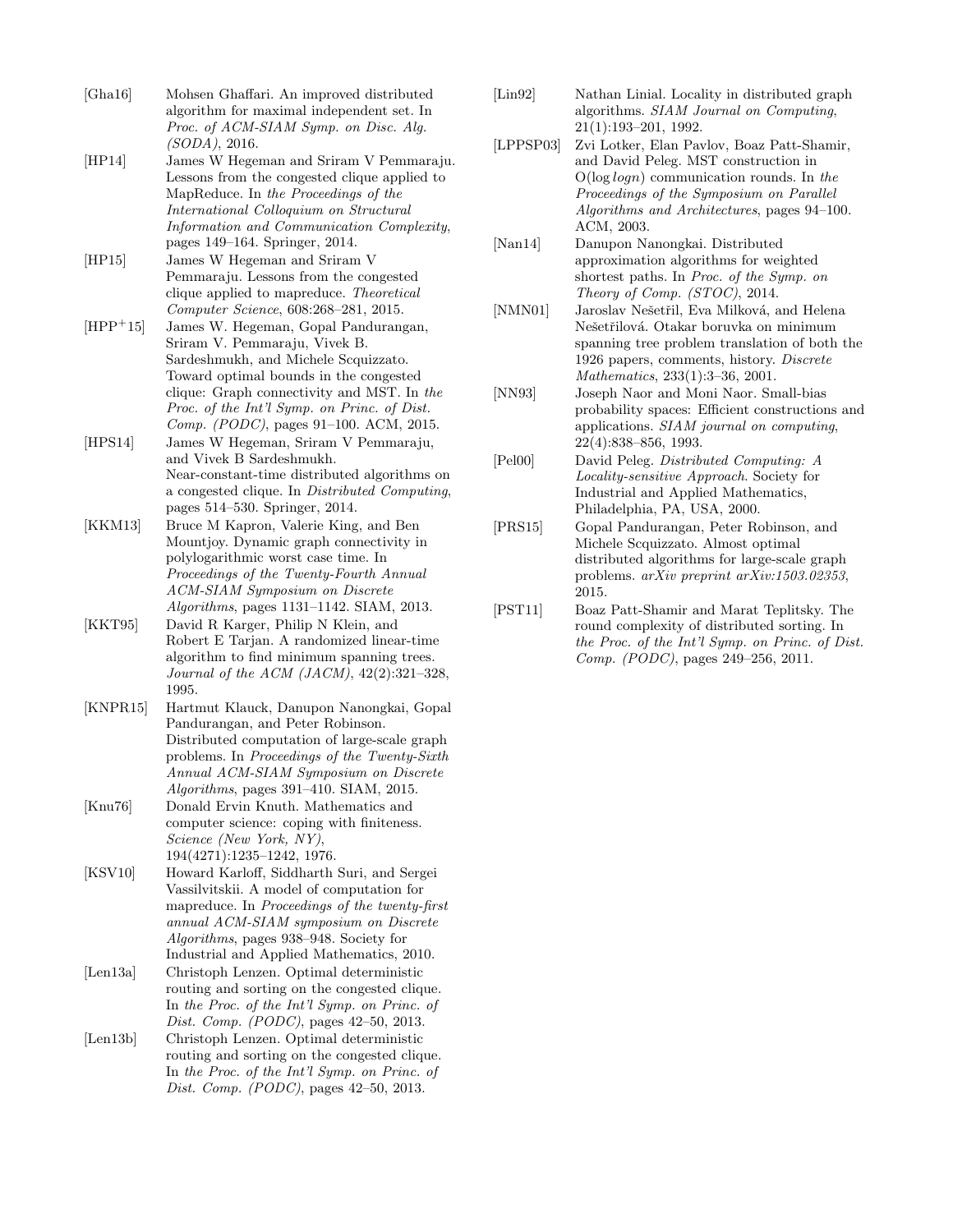[Gha16] Mohsen Ghaffari. An improved distributed algorithm for maximal independent set. In *Proc. of ACM-SIAM Symp. on Disc. Alg. (SODA)*, 2016.

[HP14] James W Hegeman and Sriram V Pemmaraju. Lessons from the congested clique applied to MapReduce. In *the Proceedings of the International Colloquium on Structural Information and Communication Complexity*, pages 149–164. Springer, 2014.

[HP15] James W Hegeman and Sriram V Pemmaraju. Lessons from the congested clique applied to mapreduce. *Theoretical Computer Science*, 608:268–281, 2015.

[HPP+15] James W. Hegeman, Gopal Pandurangan, Sriram V. Pemmaraju, Vivek B. Sardeshmukh, and Michele Scquizzato. Toward optimal bounds in the congested clique: Graph connectivity and MST. In *the Proc. of the Int'l Symp. on Princ. of Dist. Comp. (PODC)*, pages 91–100. ACM, 2015.

[HPS14] James W Hegeman, Sriram V Pemmaraju, and Vivek B Sardeshmukh. Near-constant-time distributed algorithms on a congested clique. In *Distributed Computing*, pages 514–530. Springer, 2014.

[KKM13] Bruce M Kapron, Valerie King, and Ben Mountjoy. Dynamic graph connectivity in polylogarithmic worst case time. In *Proceedings of the Twenty-Fourth Annual ACM-SIAM Symposium on Discrete Algorithms*, pages 1131–1142. SIAM, 2013.

[KKT95] David R Karger, Philip N Klein, and Robert E Tarjan. A randomized linear-time algorithm to find minimum spanning trees. *Journal of the ACM (JACM)*, 42(2):321–328, 1995.

[KNPR15] Hartmut Klauck, Danupon Nanongkai, Gopal Pandurangan, and Peter Robinson. Distributed computation of large-scale graph problems. In *Proceedings of the Twenty-Sixth Annual ACM-SIAM Symposium on Discrete Algorithms*, pages 391–410. SIAM, 2015.

[Knu76] Donald Ervin Knuth. Mathematics and computer science: coping with finiteness. *Science (New York, NY)*, 194(4271):1235–1242, 1976.

[KSV10] Howard Karloff, Siddharth Suri, and Sergei Vassilvitskii. A model of computation for mapreduce. In *Proceedings of the twenty-first annual ACM-SIAM symposium on Discrete Algorithms*, pages 938–948. Society for Industrial and Applied Mathematics, 2010.

[Len13a] Christoph Lenzen. Optimal deterministic routing and sorting on the congested clique. In *the Proc. of the Int'l Symp. on Princ. of Dist. Comp. (PODC)*, pages 42–50, 2013.

[Len13b] Christoph Lenzen. Optimal deterministic routing and sorting on the congested clique. In *the Proc. of the Int'l Symp. on Princ. of Dist. Comp. (PODC)*, pages 42–50, 2013.

[Lin92] Nathan Linial. Locality in distributed graph algorithms. *SIAM Journal on Computing*, 21(1):193–201, 1992.

[LPPSP03] Zvi Lotker, Elan Pavlov, Boaz Patt-Shamir, and David Peleg. MST construction in $O(\log logn)$ communication rounds. In *the Proceedings of the Symposium on Parallel Algorithms and Architectures*, pages 94–100. ACM, 2003.

[Nan14] Danupon Nanongkai. Distributed approximation algorithms for weighted shortest paths. In *Proc. of the Symp. on Theory of Comp. (STOC)*, 2014.

[NMN01] Jaroslav Nešetřil, Eva Milková, and Helena Nešetřilová. Otakar boruvka on minimum spanning tree problem translation of both the 1926 papers, comments, history. *Discrete Mathematics*, 233(1):3–36, 2001.

[NN93] Joseph Naor and Moni Naor. Small-bias probability spaces: Efficient constructions and applications. *SIAM journal on computing*, 22(4):838–856, 1993.

[Pel00] David Peleg. *Distributed Computing: A Locality-sensitive Approach*. Society for Industrial and Applied Mathematics, Philadelphia, PA, USA, 2000.

[PRS15] Gopal Pandurangan, Peter Robinson, and Michele Scquizzato. Almost optimal distributed algorithms for large-scale graph problems. *arXiv preprint arXiv:1503.02353*, 2015.

[PST11] Boaz Patt-Shamir and Marat Teplitsky. The round complexity of distributed sorting. In *the Proc. of the Int'l Symp. on Princ. of Dist. Comp. (PODC)*, pages 249–256, 2011.